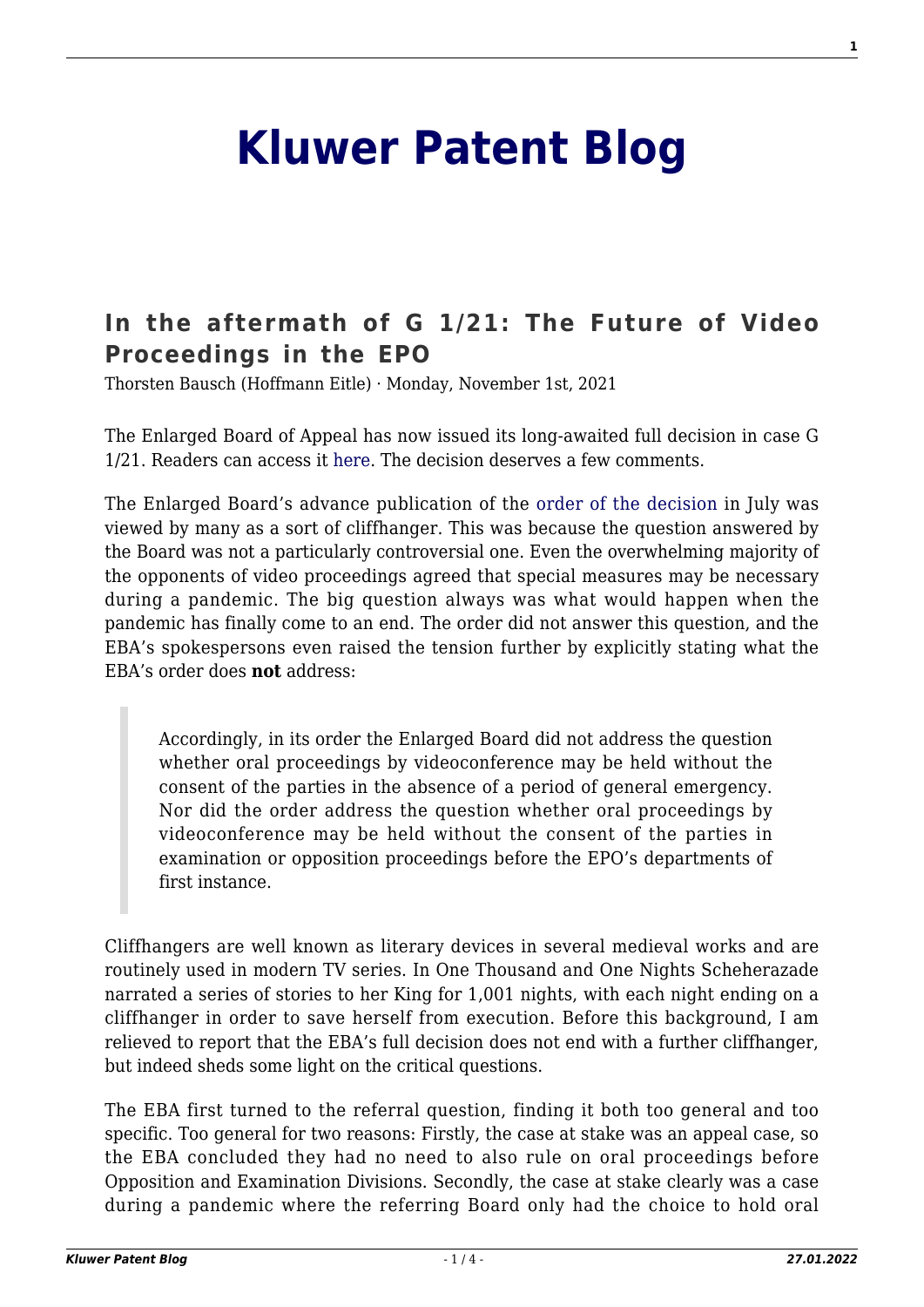# Kluwer Patent Blog

## In the aftermath of G 1/21: The Future of Video Proceedings in the EPO

Thorsten Bausch (Hoffmann Eitle) · Monday, November 1st, 2021

The Enlarged Board of Appeal has now issued its long-awaited full decision in case G 1/21. Readers can access it here. The decision deserves a few comments.

The Enlarged Board's advance publication of the order of the decision in July was viewed by many as a sort of cliffhanger. This was because the question answered by the Board was not a particularly controversial one. Even the overwhelming majority of the opponents of video proceedings agreed that special measures may be necessary during a pandemic. The big question always was what would happen when the pandemic has finally come to an end. The order did not answer this question, and the EBA's spokespersons even raised the tension further by explicitly stating what the EBA's order does **not** address:

> Accordingly, in its order the Enlarged Board did not address the question whether oral proceedings by videoconference may be held without the consent of the parties in the absence of a period of general emergency. Nor did the order address the question whether oral proceedings by videoconference may be held without the consent of the parties in examination or opposition proceedings before the EPO's departments of first instance.

Cliffhangers are well known as literary devices in several medieval works and are routinely used in modern TV series. In One Thousand and One Nights Scheherazade narrated a series of stories to her King for 1,001 nights, with each night ending on a cliffhanger in order to save herself from execution. Before this background, I am relieved to report that the EBA's full decision does not end with a further cliffhanger, but indeed sheds some light on the critical questions.

The EBA first turned to the referral question, finding it both too general and too specific. Too general for two reasons: Firstly, the case at stake was an appeal case, so the EBA concluded they had no need to also rule on oral proceedings before Opposition and Examination Divisions. Secondly, the case at stake clearly was a case during a pandemic where the referring Board only had the choice to hold oral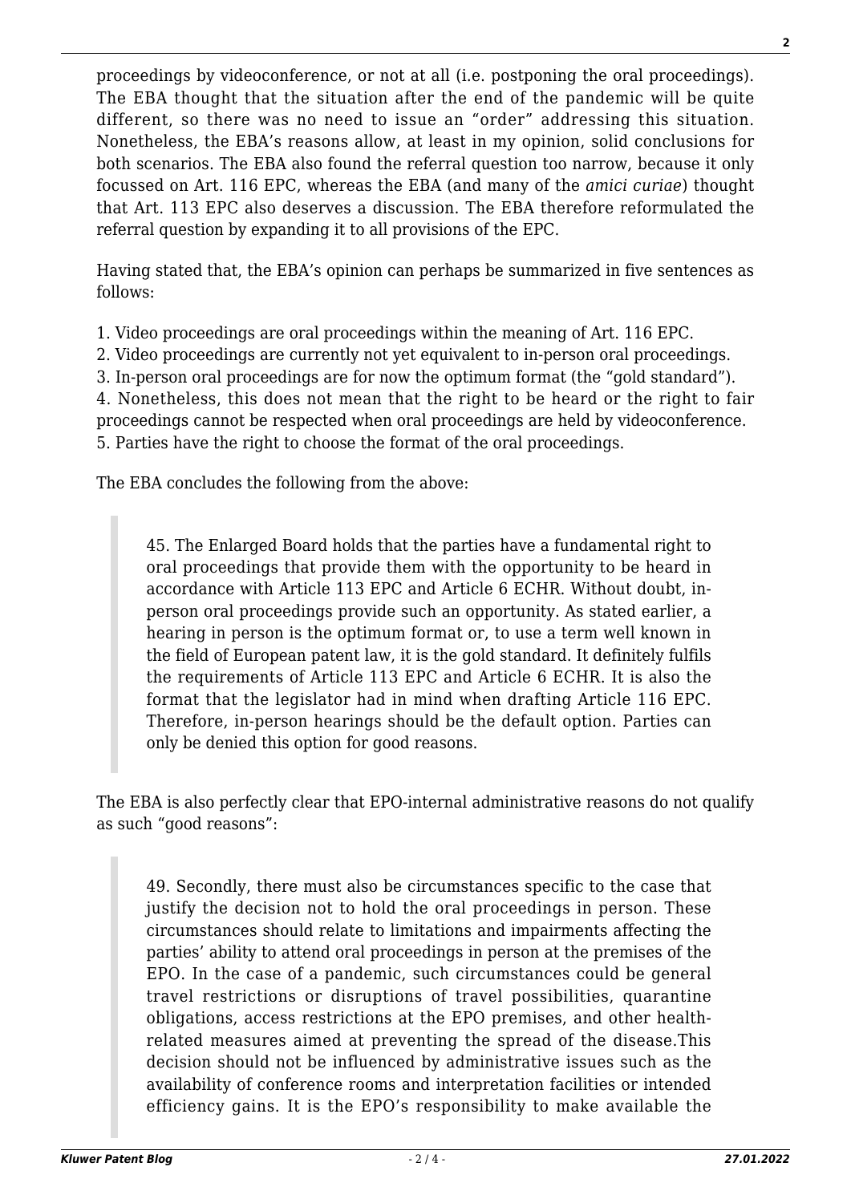proceedings by videoconference, or not at all (i.e. postponing the oral proceedings). The EBA thought that the situation after the end of the pandemic will be quite different, so there was no need to issue an "order" addressing this situation. Nonetheless, the EBA's reasons allow, at least in my opinion, solid conclusions for both scenarios. The EBA also found the referral question too narrow, because it only focussed on Art. 116 EPC, whereas the EBA (and many of the *amici curiae*) thought that Art. 113 EPC also deserves a discussion. The EBA therefore reformulated the referral question by expanding it to all provisions of the EPC.

Having stated that, the EBA's opinion can perhaps be summarized in five sentences as follows:

1. Video proceedings are oral proceedings within the meaning of Art. 116 EPC.
2. Video proceedings are currently not yet equivalent to in-person oral proceedings.
3. In-person oral proceedings are for now the optimum format (the "gold standard").
4. Nonetheless, this does not mean that the right to be heard or the right to fair proceedings cannot be respected when oral proceedings are held by videoconference.
5. Parties have the right to choose the format of the oral proceedings.

The EBA concludes the following from the above:

> 45. The Enlarged Board holds that the parties have a fundamental right to oral proceedings that provide them with the opportunity to be heard in accordance with Article 113 EPC and Article 6 ECHR. Without doubt, in-person oral proceedings provide such an opportunity. As stated earlier, a hearing in person is the optimum format or, to use a term well known in the field of European patent law, it is the gold standard. It definitely fulfils the requirements of Article 113 EPC and Article 6 ECHR. It is also the format that the legislator had in mind when drafting Article 116 EPC. Therefore, in-person hearings should be the default option. Parties can only be denied this option for good reasons.

The EBA is also perfectly clear that EPO-internal administrative reasons do not qualify as such "good reasons":

> 49. Secondly, there must also be circumstances specific to the case that justify the decision not to hold the oral proceedings in person. These circumstances should relate to limitations and impairments affecting the parties' ability to attend oral proceedings in person at the premises of the EPO. In the case of a pandemic, such circumstances could be general travel restrictions or disruptions of travel possibilities, quarantine obligations, access restrictions at the EPO premises, and other health-related measures aimed at preventing the spread of the disease.This decision should not be influenced by administrative issues such as the availability of conference rooms and interpretation facilities or intended efficiency gains. It is the EPO's responsibility to make available the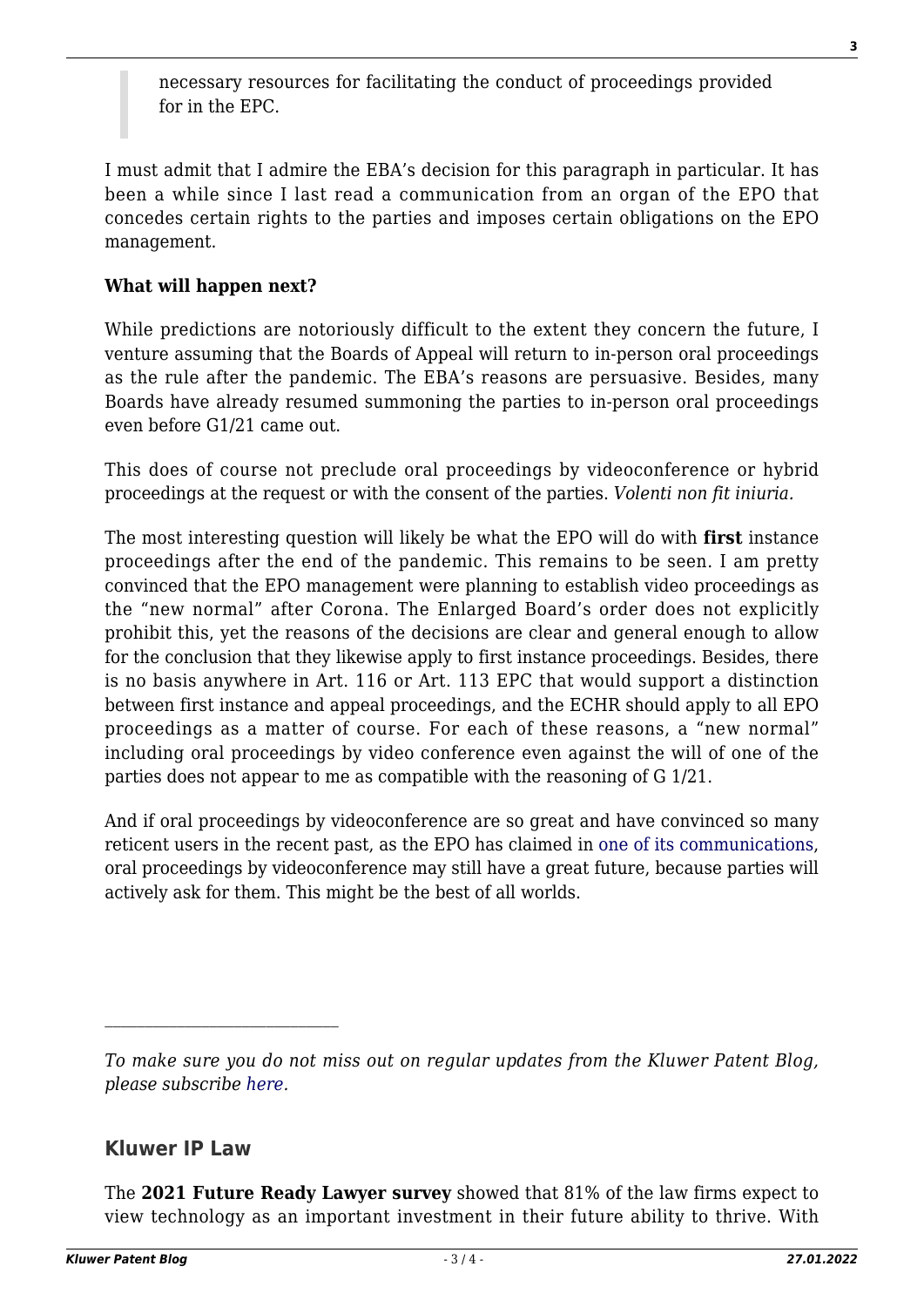> necessary resources for facilitating the conduct of proceedings provided for in the EPC.

I must admit that I admire the EBA's decision for this paragraph in particular. It has been a while since I last read a communication from an organ of the EPO that concedes certain rights to the parties and imposes certain obligations on the EPO management.

**What will happen next?**

While predictions are notoriously difficult to the extent they concern the future, I venture assuming that the Boards of Appeal will return to in-person oral proceedings as the rule after the pandemic. The EBA's reasons are persuasive. Besides, many Boards have already resumed summoning the parties to in-person oral proceedings even before G1/21 came out.

This does of course not preclude oral proceedings by videoconference or hybrid proceedings at the request or with the consent of the parties. *Volenti non fit iniuria*.

The most interesting question will likely be what the EPO will do with **first** instance proceedings after the end of the pandemic. This remains to be seen. I am pretty convinced that the EPO management were planning to establish video proceedings as the "new normal" after Corona. The Enlarged Board's order does not explicitly prohibit this, yet the reasons of the decisions are clear and general enough to allow for the conclusion that they likewise apply to first instance proceedings. Besides, there is no basis anywhere in Art. 116 or Art. 113 EPC that would support a distinction between first instance and appeal proceedings, and the ECHR should apply to all EPO proceedings as a matter of course. For each of these reasons, a "new normal" including oral proceedings by video conference even against the will of one of the parties does not appear to me as compatible with the reasoning of G 1/21.

And if oral proceedings by videoconference are so great and have convinced so many reticent users in the recent past, as the EPO has claimed in one of its communications, oral proceedings by videoconference may still have a great future, because parties will actively ask for them. This might be the best of all worlds.

---

*To make sure you do not miss out on regular updates from the Kluwer Patent Blog, please subscribe here.*

## Kluwer IP Law

The **2021 Future Ready Lawyer survey** showed that 81% of the law firms expect to view technology as an important investment in their future ability to thrive. With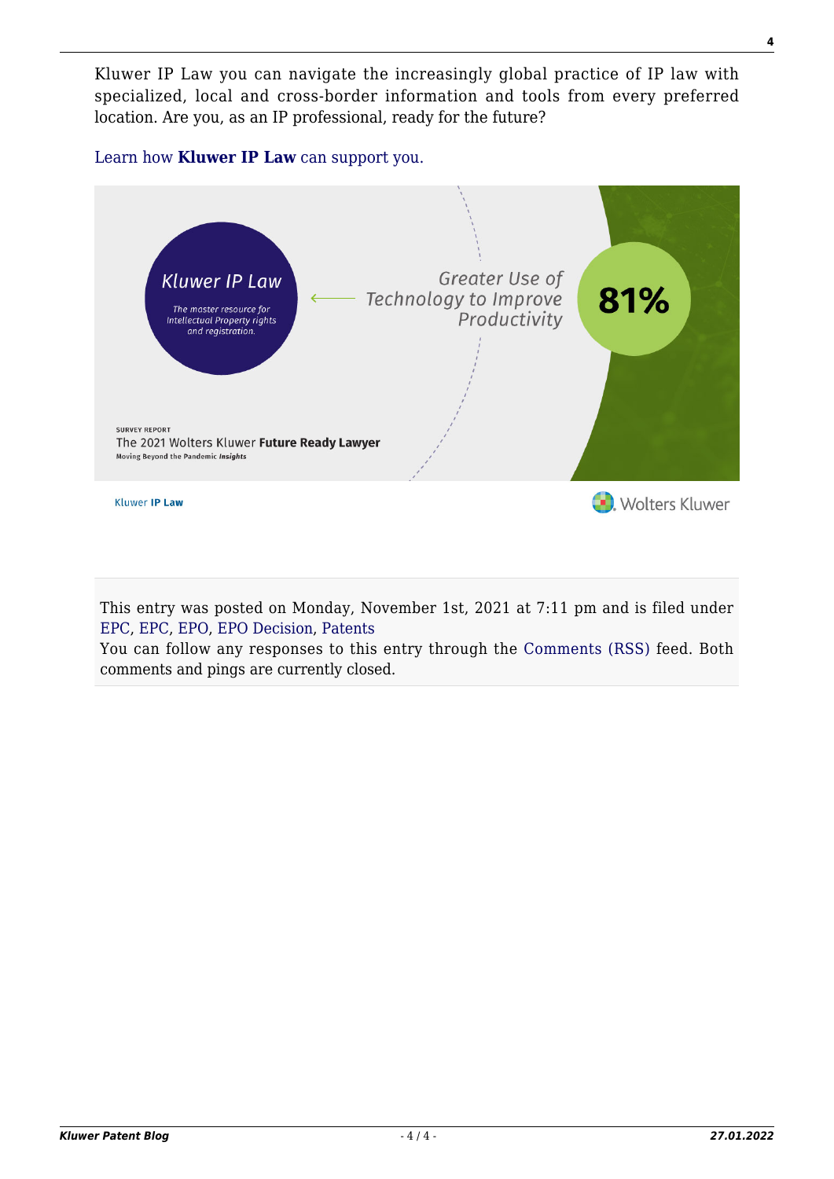Kluwer IP Law you can navigate the increasingly global practice of IP law with specialized, local and cross-border information and tools from every preferred location. Are you, as an IP professional, ready for the future?

Learn how **Kluwer IP Law** can support you.

Kluwer IP Law

The master resource for Intellectual Property rights and registration.

Greater Use of Technology to Improve Productivity

81%

SURVEY REPORT

The 2021 Wolters Kluwer **Future Ready Lawyer**

Moving Beyond the Pandemic *Insights*

Kluwer **IP Law**

Wolters Kluwer

This entry was posted on Monday, November 1st, 2021 at 7:11 pm and is filed under EPC, EPC, EPO, EPO Decision, Patents

You can follow any responses to this entry through the Comments (RSS) feed. Both comments and pings are currently closed.